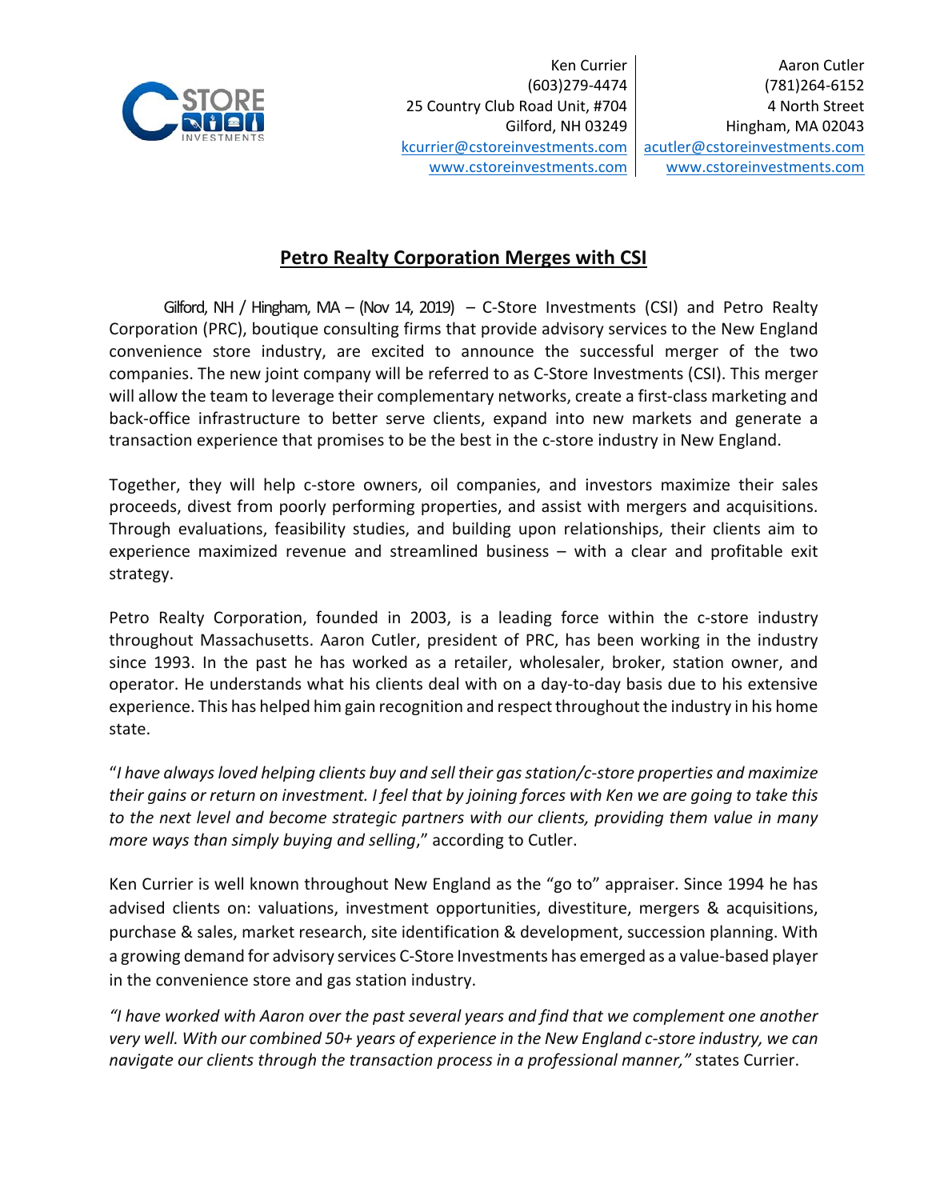| Ken Currier | Aaron Cutler |
| --- | --- |
| (603)279-4474 | (781)264-6152 |
| 25 Country Club Road Unit, #704 | 4 North Street |
| Gilford, NH 03249 | Hingham, MA 02043 |
| kcurrier@cstoreinvestments.com | acutler@cstoreinvestments.com |
| www.cstoreinvestments.com | www.cstoreinvestments.com |

# Petro Realty Corporation Merges with CSI

Gilford, NH / Hingham, MA – (Nov 14, 2019) – C-Store Investments (CSI) and Petro Realty Corporation (PRC), boutique consulting firms that provide advisory services to the New England convenience store industry, are excited to announce the successful merger of the two companies. The new joint company will be referred to as C-Store Investments (CSI). This merger will allow the team to leverage their complementary networks, create a first-class marketing and back-office infrastructure to better serve clients, expand into new markets and generate a transaction experience that promises to be the best in the c-store industry in New England.

Together, they will help c-store owners, oil companies, and investors maximize their sales proceeds, divest from poorly performing properties, and assist with mergers and acquisitions. Through evaluations, feasibility studies, and building upon relationships, their clients aim to experience maximized revenue and streamlined business – with a clear and profitable exit strategy.

Petro Realty Corporation, founded in 2003, is a leading force within the c-store industry throughout Massachusetts. Aaron Cutler, president of PRC, has been working in the industry since 1993. In the past he has worked as a retailer, wholesaler, broker, station owner, and operator. He understands what his clients deal with on a day-to-day basis due to his extensive experience. This has helped him gain recognition and respect throughout the industry in his home state.

"*I have always loved helping clients buy and sell their gas station/c-store properties and maximize their gains or return on investment. I feel that by joining forces with Ken we are going to take this to the next level and become strategic partners with our clients, providing them value in many more ways than simply buying and selling*," according to Cutler.

Ken Currier is well known throughout New England as the "go to" appraiser. Since 1994 he has advised clients on: valuations, investment opportunities, divestiture, mergers & acquisitions, purchase & sales, market research, site identification & development, succession planning. With a growing demand for advisory services C-Store Investments has emerged as a value-based player in the convenience store and gas station industry.

*"I have worked with Aaron over the past several years and find that we complement one another very well. With our combined 50+ years of experience in the New England c-store industry, we can navigate our clients through the transaction process in a professional manner,"* states Currier.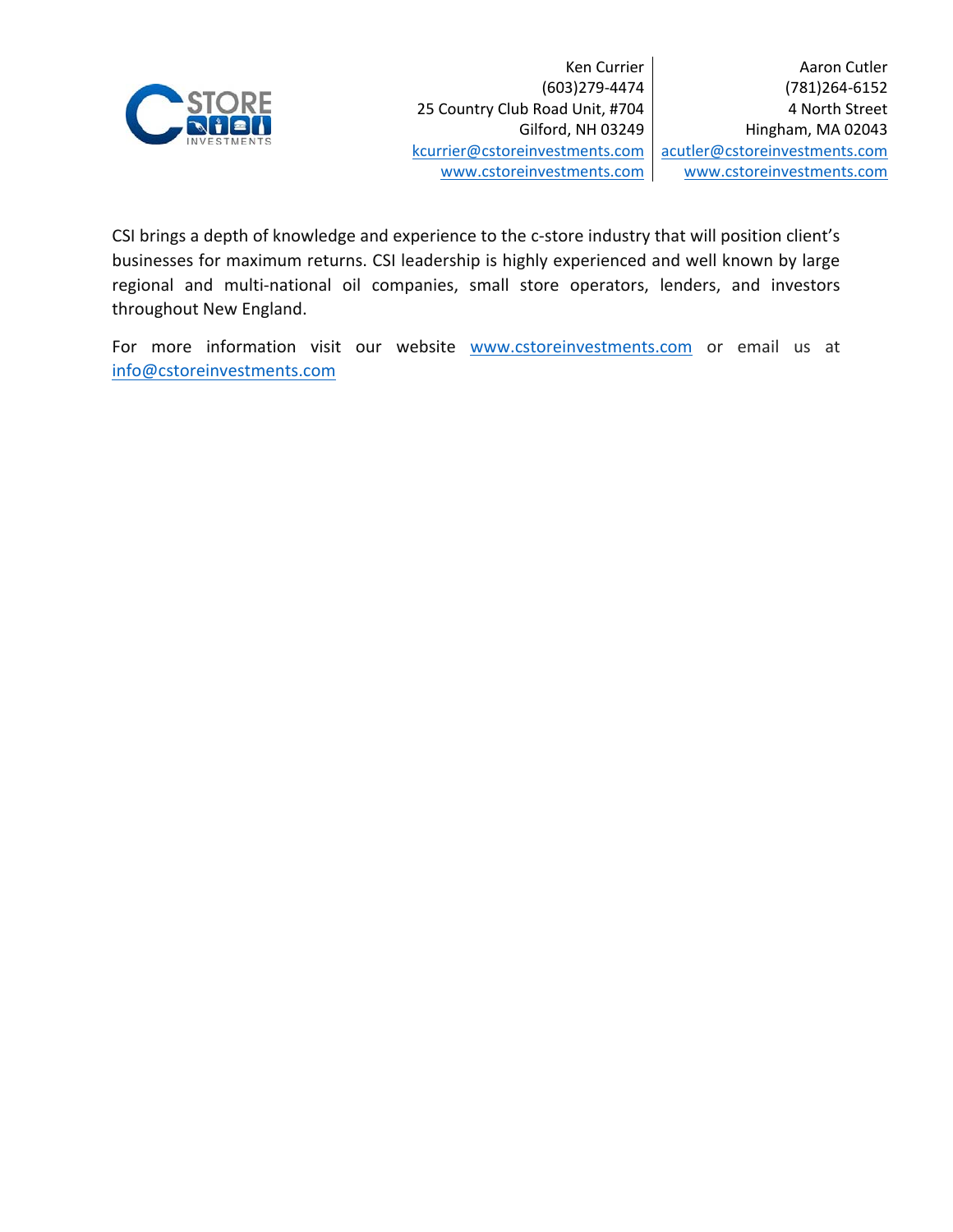Ken Currier
(603)279-4474
25 Country Club Road Unit, #704
Gilford, NH 03249
kcurrier@cstoreinvestments.com
www.cstoreinvestments.com

Aaron Cutler
(781)264-6152
4 North Street
Hingham, MA 02043
acutler@cstoreinvestments.com
www.cstoreinvestments.com

CSI brings a depth of knowledge and experience to the c-store industry that will position client's businesses for maximum returns. CSI leadership is highly experienced and well known by large regional and multi-national oil companies, small store operators, lenders, and investors throughout New England.

For more information visit our website www.cstoreinvestments.com or email us at info@cstoreinvestments.com